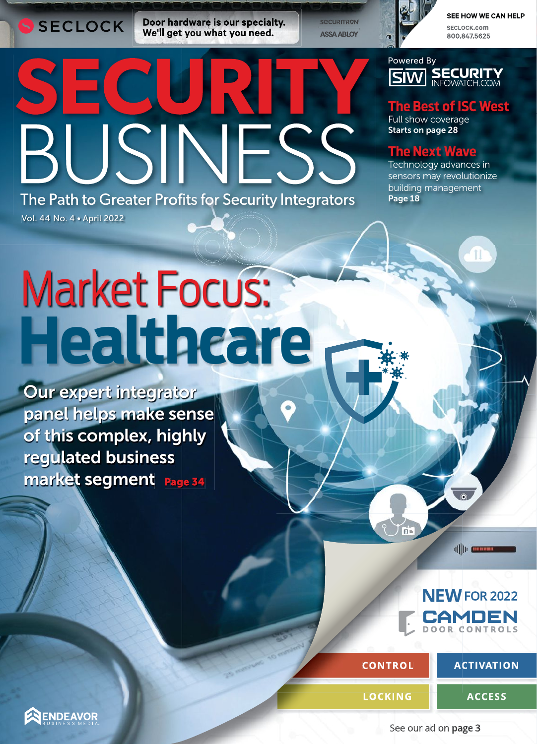SECLOCK

Door hardware is our specialty.
We'll get you what you need.

SECURITRON
ASSA ABLOY

SEE HOW WE CAN HELP
SECLOCK.com
800.847.5625

# SECURITY BUSINESS

The Path to Greater Profits for Security Integrators

Vol. 44 No. 4 • April 2022

Powered By
SIW SECURITY INFOWATCH.COM

## The Best of ISC West

Full show coverage
**Starts on page 28**

## The Next Wave

Technology advances in sensors may revolutionize building management
**Page 18**

# Market Focus: Healthcare

Our expert integrator panel helps make sense of this complex, highly regulated business market segment **Page 34**

NEW FOR 2022
CAMDEN DOOR CONTROLS

CONTROL | ACTIVATION
LOCKING | ACCESS

See our ad on **page 3**

ENDEAVOR BUSINESS MEDIA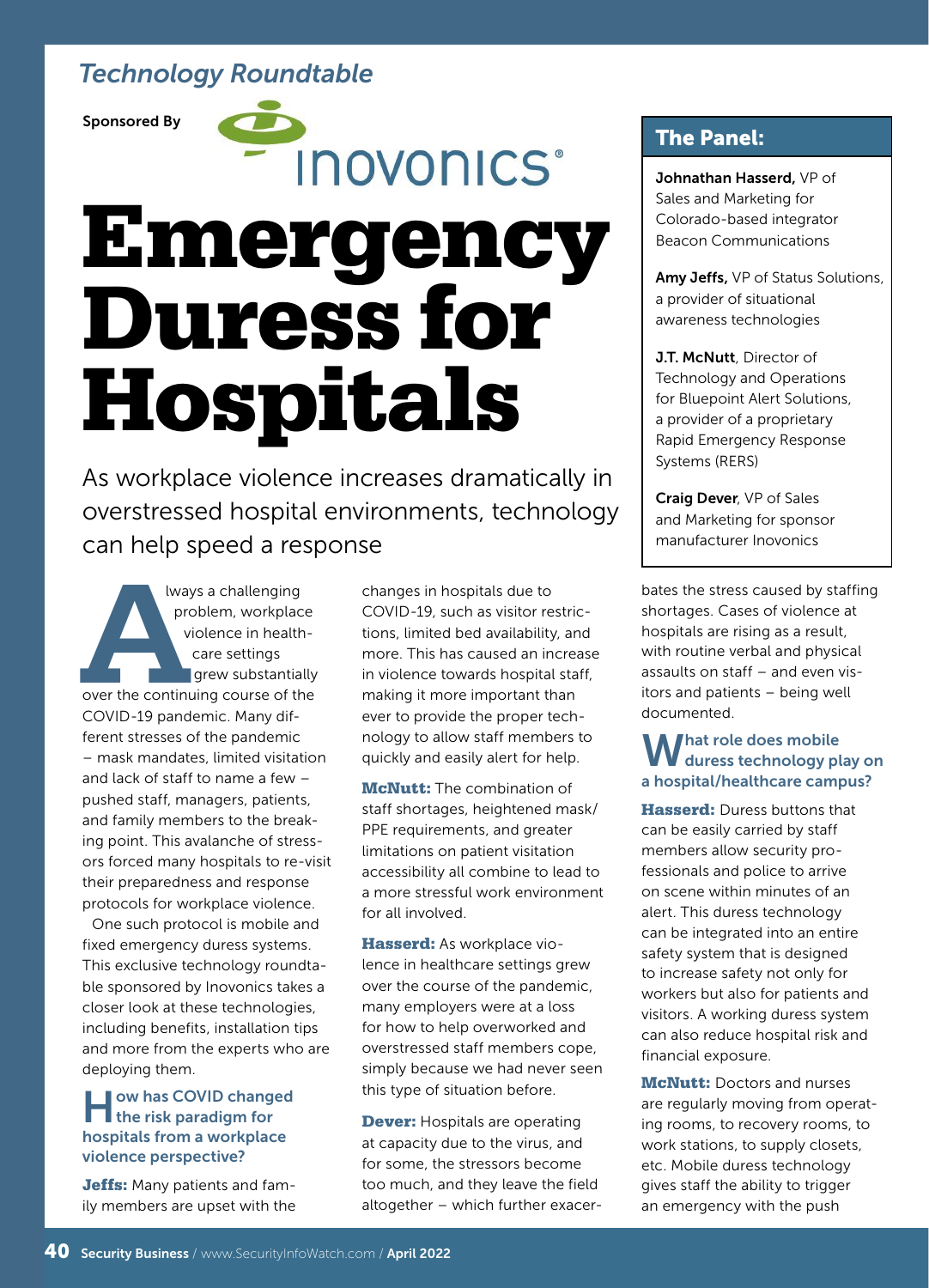*Technology Roundtable*

Sponsored By Inovonics®

# Emergency Duress for Hospitals

## As workplace violence increases dramatically in overstressed hospital environments, technology can help speed a response

**The Panel:**

**Johnathan Hasserd,** VP of Sales and Marketing for Colorado-based integrator Beacon Communications

**Amy Jeffs,** VP of Status Solutions, a provider of situational awareness technologies

**J.T. McNutt**, Director of Technology and Operations for Bluepoint Alert Solutions, a provider of a proprietary Rapid Emergency Response Systems (RERS)

**Craig Dever**, VP of Sales and Marketing for sponsor manufacturer Inovonics

Always a challenging problem, workplace violence in healthcare settings grew substantially over the continuing course of the COVID-19 pandemic. Many different stresses of the pandemic – mask mandates, limited visitation and lack of staff to name a few – pushed staff, managers, patients, and family members to the breaking point. This avalanche of stressors forced many hospitals to re-visit their preparedness and response protocols for workplace violence.

One such protocol is mobile and fixed emergency duress systems. This exclusive technology roundtable sponsored by Inovonics takes a closer look at these technologies, including benefits, installation tips and more from the experts who are deploying them.

### How has COVID changed the risk paradigm for hospitals from a workplace violence perspective?

**Jeffs:** Many patients and family members are upset with the changes in hospitals due to COVID-19, such as visitor restrictions, limited bed availability, and more. This has caused an increase in violence towards hospital staff, making it more important than ever to provide the proper technology to allow staff members to quickly and easily alert for help.

**McNutt:** The combination of staff shortages, heightened mask/PPE requirements, and greater limitations on patient visitation accessibility all combine to lead to a more stressful work environment for all involved.

**Hasserd:** As workplace violence in healthcare settings grew over the course of the pandemic, many employers were at a loss for how to help overworked and overstressed staff members cope, simply because we had never seen this type of situation before.

**Dever:** Hospitals are operating at capacity due to the virus, and for some, the stressors become too much, and they leave the field altogether – which further exacerbates the stress caused by staffing shortages. Cases of violence at hospitals are rising as a result, with routine verbal and physical assaults on staff – and even visitors and patients – being well documented.

### What role does mobile duress technology play on a hospital/healthcare campus?

**Hasserd:** Duress buttons that can be easily carried by staff members allow security professionals and police to arrive on scene within minutes of an alert. This duress technology can be integrated into an entire safety system that is designed to increase safety not only for workers but also for patients and visitors. A working duress system can also reduce hospital risk and financial exposure.

**McNutt:** Doctors and nurses are regularly moving from operating rooms, to recovery rooms, to work stations, to supply closets, etc. Mobile duress technology gives staff the ability to trigger an emergency with the push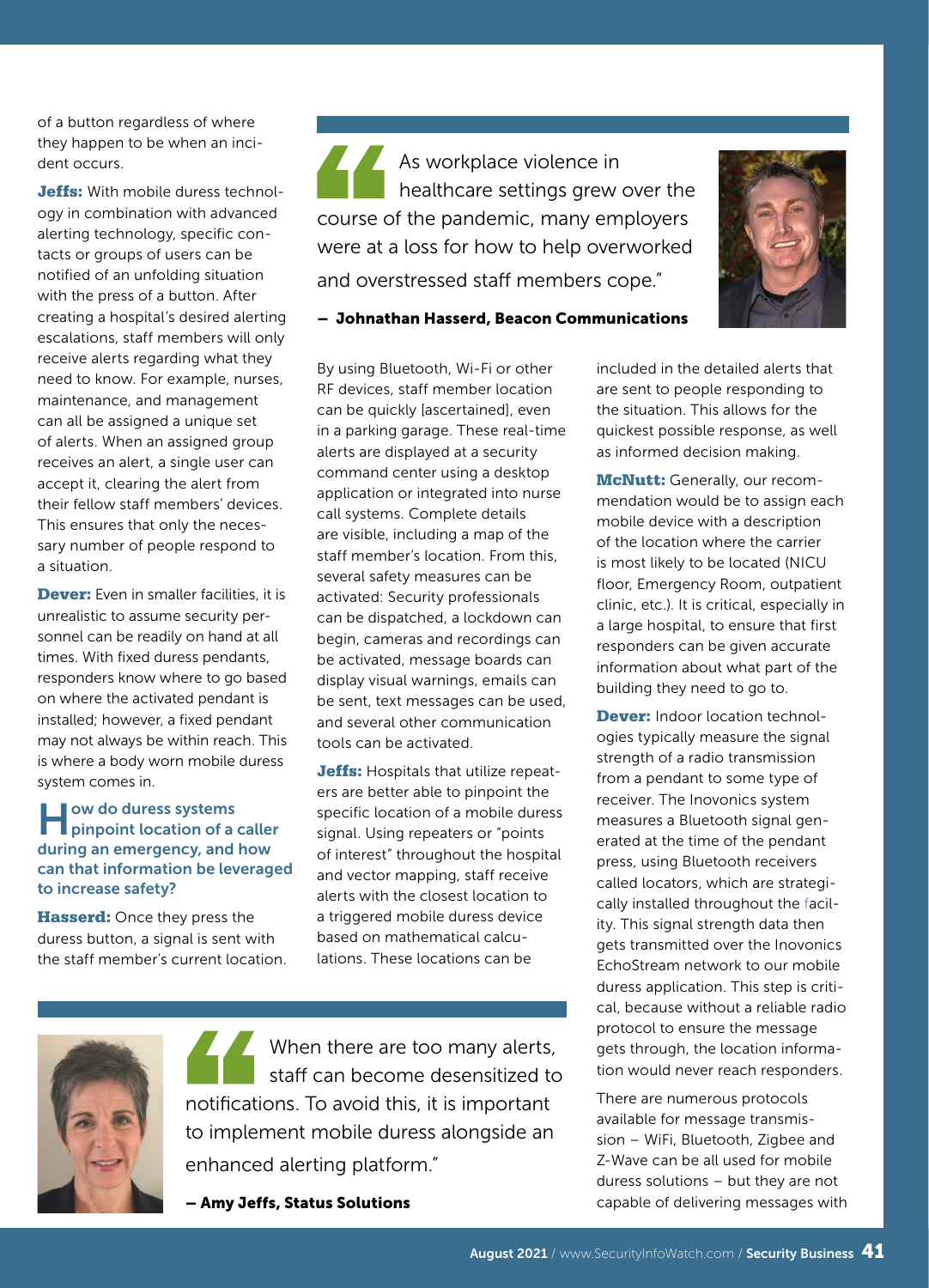of a button regardless of where they happen to be when an incident occurs.

**Jeffs:** With mobile duress technology in combination with advanced alerting technology, specific contacts or groups of users can be notified of an unfolding situation with the press of a button. After creating a hospital's desired alerting escalations, staff members will only receive alerts regarding what they need to know. For example, nurses, maintenance, and management can all be assigned a unique set of alerts. When an assigned group receives an alert, a single user can accept it, clearing the alert from their fellow staff members' devices. This ensures that only the necessary number of people respond to a situation.

**Dever:** Even in smaller facilities, it is unrealistic to assume security personnel can be readily on hand at all times. With fixed duress pendants, responders know where to go based on where the activated pendant is installed; however, a fixed pendant may not always be within reach. This is where a body worn mobile duress system comes in.

> "As workplace violence in healthcare settings grew over the course of the pandemic, many employers were at a loss for how to help overworked and overstressed staff members cope."
>
> **— Johnathan Hasserd, Beacon Communications**

## How do duress systems pinpoint location of a caller during an emergency, and how can that information be leveraged to increase safety?

**Hasserd:** Once they press the duress button, a signal is sent with the staff member's current location. By using Bluetooth, Wi-Fi or other RF devices, staff member location can be quickly [ascertained], even in a parking garage. These real-time alerts are displayed at a security command center using a desktop application or integrated into nurse call systems. Complete details are visible, including a map of the staff member's location. From this, several safety measures can be activated: Security professionals can be dispatched, a lockdown can begin, cameras and recordings can be activated, message boards can display visual warnings, emails can be sent, text messages can be used, and several other communication tools can be activated.

**Jeffs:** Hospitals that utilize repeaters are better able to pinpoint the specific location of a mobile duress signal. Using repeaters or "points of interest" throughout the hospital and vector mapping, staff receive alerts with the closest location to a triggered mobile duress device based on mathematical calculations. These locations can be included in the detailed alerts that are sent to people responding to the situation. This allows for the quickest possible response, as well as informed decision making.

> "When there are too many alerts, staff can become desensitized to notifications. To avoid this, it is important to implement mobile duress alongside an enhanced alerting platform."
>
> **— Amy Jeffs, Status Solutions**

**McNutt:** Generally, our recommendation would be to assign each mobile device with a description of the location where the carrier is most likely to be located (NICU floor, Emergency Room, outpatient clinic, etc.). It is critical, especially in a large hospital, to ensure that first responders can be given accurate information about what part of the building they need to go to.

**Dever:** Indoor location technologies typically measure the signal strength of a radio transmission from a pendant to some type of receiver. The Inovonics system measures a Bluetooth signal generated at the time of the pendant press, using Bluetooth receivers called locators, which are strategically installed throughout the facility. This signal strength data then gets transmitted over the Inovonics EchoStream network to our mobile duress application. This step is critical, because without a reliable radio protocol to ensure the message gets through, the location information would never reach responders.

There are numerous protocols available for message transmission – WiFi, Bluetooth, Zigbee and Z-Wave can be all used for mobile duress solutions – but they are not capable of delivering messages with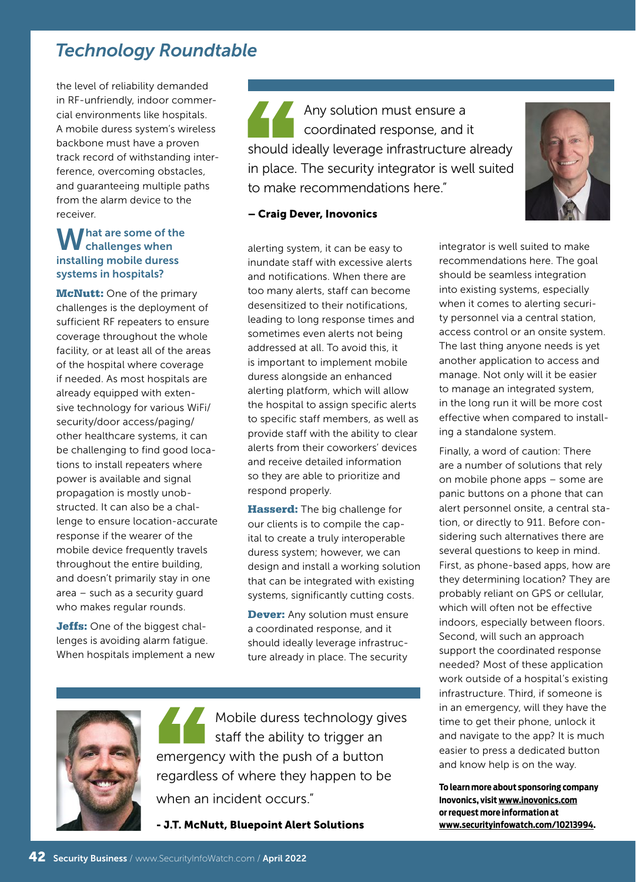## Technology Roundtable

the level of reliability demanded in RF-unfriendly, indoor commercial environments like hospitals. A mobile duress system's wireless backbone must have a proven track record of withstanding interference, overcoming obstacles, and guaranteeing multiple paths from the alarm device to the receiver.

### What are some of the challenges when installing mobile duress systems in hospitals?

**McNutt:** One of the primary challenges is the deployment of sufficient RF repeaters to ensure coverage throughout the whole facility, or at least all of the areas of the hospital where coverage if needed. As most hospitals are already equipped with extensive technology for various WiFi/security/door access/paging/other healthcare systems, it can be challenging to find good locations to install repeaters where power is available and signal propagation is mostly unobstructed. It can also be a challenge to ensure location-accurate response if the wearer of the mobile device frequently travels throughout the entire building, and doesn't primarily stay in one area – such as a security guard who makes regular rounds.

**Jeffs:** One of the biggest challenges is avoiding alarm fatigue. When hospitals implement a new alerting system, it can be easy to inundate staff with excessive alerts and notifications. When there are too many alerts, staff can become desensitized to their notifications, leading to long response times and sometimes even alerts not being addressed at all. To avoid this, it is important to implement mobile duress alongside an enhanced alerting platform, which will allow the hospital to assign specific alerts to specific staff members, as well as provide staff with the ability to clear alerts from their coworkers' devices and receive detailed information so they are able to prioritize and respond properly.

> "Any solution must ensure a coordinated response, and it should ideally leverage infrastructure already in place. The security integrator is well suited to make recommendations here."
>
> **– Craig Dever, Inovonics**

**Hasserd:** The big challenge for our clients is to compile the capital to create a truly interoperable duress system; however, we can design and install a working solution that can be integrated with existing systems, significantly cutting costs.

**Dever:** Any solution must ensure a coordinated response, and it should ideally leverage infrastructure already in place. The security integrator is well suited to make recommendations here. The goal should be seamless integration into existing systems, especially when it comes to alerting security personnel via a central station, access control or an onsite system. The last thing anyone needs is yet another application to access and manage. Not only will it be easier to manage an integrated system, in the long run it will be more cost effective when compared to installing a standalone system.

Finally, a word of caution: There are a number of solutions that rely on mobile phone apps – some are panic buttons on a phone that can alert personnel onsite, a central station, or directly to 911. Before considering such alternatives there are several questions to keep in mind. First, as phone-based apps, how are they determining location? They are probably reliant on GPS or cellular, which will often not be effective indoors, especially between floors. Second, will such an approach support the coordinated response needed? Most of these application work outside of a hospital's existing infrastructure. Third, if someone is in an emergency, will they have the time to get their phone, unlock it and navigate to the app? It is much easier to press a dedicated button and know help is on the way.

> "Mobile duress technology gives staff the ability to trigger an emergency with the push of a button regardless of where they happen to be when an incident occurs."
>
> **- J.T. McNutt, Bluepoint Alert Solutions**

**To learn more about sponsoring company Inovonics, visit www.inovonics.com or request more information at www.securityinfowatch.com/10213994.**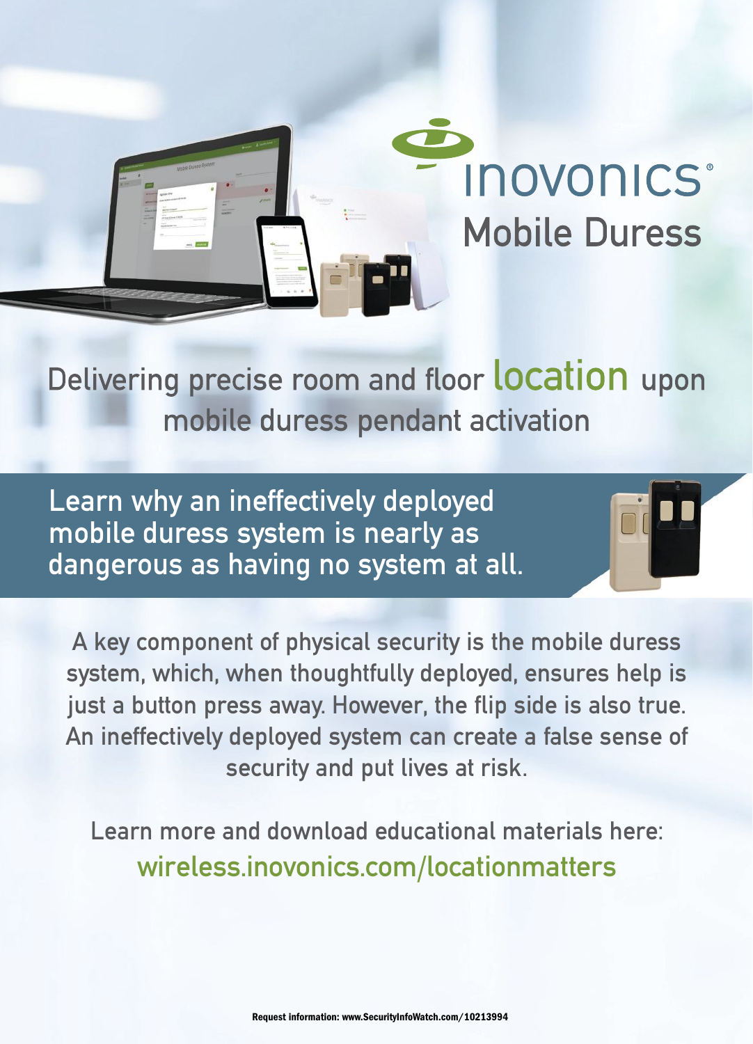# Inovonics Mobile Duress

## Delivering precise room and floor location upon mobile duress pendant activation

**Learn why an ineffectively deployed mobile duress system is nearly as dangerous as having no system at all.**

A key component of physical security is the mobile duress system, which, when thoughtfully deployed, ensures help is just a button press away. However, the flip side is also true. An ineffectively deployed system can create a false sense of security and put lives at risk.

Learn more and download educational materials here:
wireless.inovonics.com/locationmatters

Request information: www.SecurityInfoWatch.com/10213994